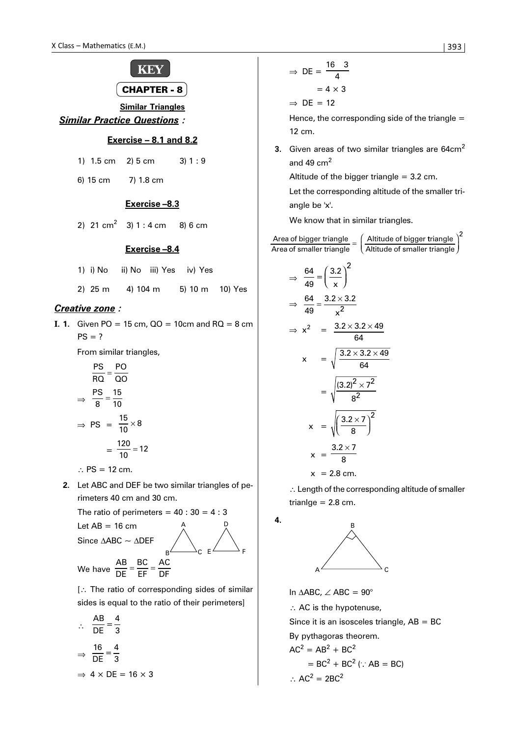# KEY

## CHAPTER - 8

### Similar Triangles

***Similar Practice Questions :***

**Exercise – 8.1 and 8.2**

1) 1.5 cm  2) 5 cm  3) 1 : 9

6) 15 cm  7) 1.8 cm

**Exercise –8.3**

2) 21 $cm^2$  3) 1 : 4 cm  8) 6 cm

**Exercise –8.4**

1) i) No  ii) No  iii) Yes  iv) Yes

2) 25 m  4) 104 m  5) 10 m  10) Yes

***Creative zone :***

**I. 1.** Given PO = 15 cm, QO = 10cm and RQ = 8 cm PS = ?

From similar triangles,

$$\frac{PS}{RQ} = \frac{PO}{QO}$$

$$\Rightarrow \frac{PS}{8} = \frac{15}{10}$$

$$\Rightarrow PS = \frac{15}{10} \times 8$$

$$= \frac{120}{10} = 12$$

$\therefore$ PS = 12 cm.

**2.** Let ABC and DEF be two similar triangles of perimeters 40 cm and 30 cm.

The ratio of perimeters = 40 : 30 = 4 : 3

Let AB = 16 cm

Since $\Delta ABC \sim \Delta DEF$

We have $\frac{AB}{DE} = \frac{BC}{EF} = \frac{AC}{DF}$

[$\therefore$ The ratio of corresponding sides of similar sides is equal to the ratio of their perimeters]

$$\therefore \frac{AB}{DE} = \frac{4}{3}$$

$$\Rightarrow \frac{16}{DE} = \frac{4}{3}$$

$$\Rightarrow 4 \times DE = 16 \times 3$$

$$\Rightarrow DE = \frac{16 \quad 3}{4}$$

$$= 4 \times 3$$

$$\Rightarrow DE = 12$$

Hence, the corresponding side of the triangle = 12 cm.

**3.** Given areas of two similar triangles are 64$cm^2$ and 49 $cm^2$

Altitude of the bigger triangle = 3.2 cm.

Let the corresponding altitude of the smaller triangle be 'x'.

We know that in similar triangles.

$$\frac{\text{Area of bigger triangle}}{\text{Area of smaller triangle}} = \left(\frac{\text{Altitude of bigger triangle}}{\text{Altitude of smaller triangle}}\right)^2$$

$$\Rightarrow \frac{64}{49} = \left(\frac{3.2}{x}\right)^2$$

$$\Rightarrow \frac{64}{49} = \frac{3.2 \times 3.2}{x^2}$$

$$\Rightarrow x^2 = \frac{3.2 \times 3.2 \times 49}{64}$$

$$x = \sqrt{\frac{3.2 \times 3.2 \times 49}{64}}$$

$$= \sqrt{\frac{(3.2)^2 \times 7^2}{8^2}}$$

$$x = \sqrt{\left(\frac{3.2 \times 7}{8}\right)^2}$$

$$x = \frac{3.2 \times 7}{8}$$

$$x = 2.8 \text{ cm.}$$

$\therefore$ Length of the corresponding altitude of smaller trianlge = 2.8 cm.

**4.**

In $\Delta ABC$, $\angle ABC = 90°$

$\therefore$ AC is the hypotenuse,

Since it is an isosceles triangle, AB = BC

By pythagoras theorem.

$$AC^2 = AB^2 + BC^2$$

$$= BC^2 + BC^2 \ (\because AB = BC)$$

$$\therefore AC^2 = 2BC^2$$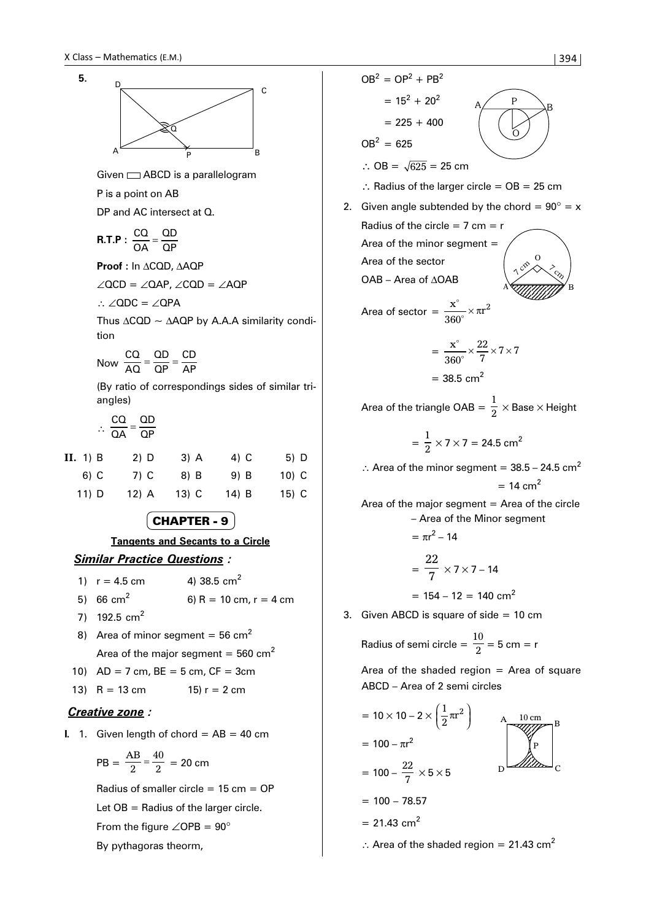**5.**

Given ▭ABCD is a parallelogram

P is a point on AB

DP and AC intersect at Q.

**R.T.P :** $\frac{CQ}{OA} = \frac{QD}{QP}$

**Proof :** In $\Delta CQD$, $\Delta AQP$

$\angle QCD = \angle QAP$, $\angle CQD = \angle AQP$

$\therefore \angle QDC = \angle QPA$

Thus $\Delta CQD \sim \Delta AQP$ by A.A.A similarity condition

Now $\frac{CQ}{AQ} = \frac{QD}{QP} = \frac{CD}{AP}$

(By ratio of correspondings sides of similar triangles)

$\therefore \frac{CQ}{QA} = \frac{QD}{QP}$

**II.**

| | | | | |
|---|---|---|---|---|
| 1) B | 2) D | 3) A | 4) C | 5) D |
| 6) C | 7) C | 8) B | 9) B | 10) C |
| 11) D | 12) A | 13) C | 14) B | 15) C |

## CHAPTER - 9

**Tangents and Secants to a Circle**

### *Similar Practice Questions :*

1) $r = 4.5$ cm  4) $38.5$ cm$^2$

5) $66$ cm$^2$  6) $R = 10$ cm, $r = 4$ cm

7) $192.5$ cm$^2$

8) Area of minor segment = $56$ cm$^2$
 Area of the major segment = $560$ cm$^2$

10) AD = 7 cm, BE = 5 cm, CF = 3cm

13) R = 13 cm  15) r = 2 cm

### *Creative zone :*

**I.** 1. Given length of chord = AB = 40 cm

$PB = \frac{AB}{2} = \frac{40}{2} = 20$ cm

Radius of smaller circle = 15 cm = OP

Let OB = Radius of the larger circle.

From the figure $\angle OPB = 90°$

By pythagoras theorm,

$OB^2 = OP^2 + PB^2$

$= 15^2 + 20^2$

$= 225 + 400$

$OB^2 = 625$

$\therefore OB = \sqrt{625} = 25$ cm

$\therefore$ Radius of the larger circle = OB = 25 cm

2. Given angle subtended by the chord = $90° = x$

Radius of the circle = 7 cm = r

Area of the minor segment = Area of the sector OAB – Area of $\Delta OAB$

Area of sector $= \frac{x°}{360°} \times \pi r^2$

$= \frac{x°}{360°} \times \frac{22}{7} \times 7 \times 7$

$= 38.5$ cm$^2$

Area of the triangle OAB = $\frac{1}{2} \times$ Base $\times$ Height

$= \frac{1}{2} \times 7 \times 7 = 24.5$ cm$^2$

$\therefore$ Area of the minor segment = $38.5 - 24.5$ cm$^2$

$= 14$ cm$^2$

Area of the major segment = Area of the circle – Area of the Minor segment

$= \pi r^2 - 14$

$= \frac{22}{7} \times 7 \times 7 - 14$

$= 154 - 12 = 140$ cm$^2$

3. Given ABCD is square of side = 10 cm

Radius of semi circle = $\frac{10}{2} = 5$ cm = r

Area of the shaded region = Area of square ABCD – Area of 2 semi circles

$= 10 \times 10 - 2 \times \left(\frac{1}{2}\pi r^2\right)$

$= 100 - \pi r^2$

$= 100 - \frac{22}{7} \times 5 \times 5$

$= 100 - 78.57$

$= 21.43$ cm$^2$

$\therefore$ Area of the shaded region = $21.43$ cm$^2$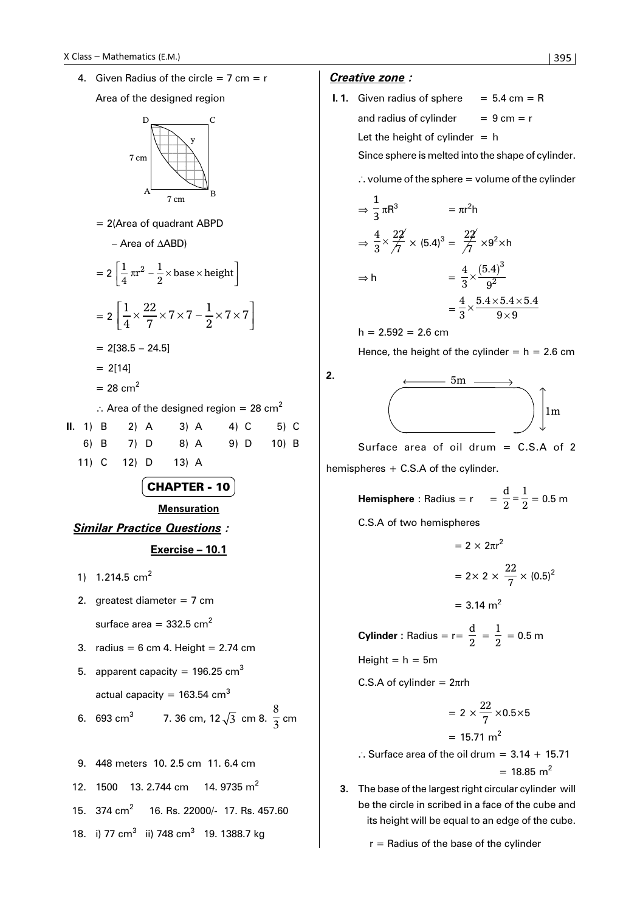4. Given Radius of the circle = 7 cm = r

Area of the designed region

= 2(Area of quadrant ABPD

– Area of ΔABD)

$= 2\left[\frac{1}{4}\pi r^2 - \frac{1}{2}\times \text{base} \times \text{height}\right]$

$= 2\left[\frac{1}{4}\times\frac{22}{7}\times 7\times 7 - \frac{1}{2}\times 7\times 7\right]$

= 2[38.5 – 24.5]

= 2[14]

= 28 cm$^2$

∴ Area of the designed region = 28 cm$^2$

**II.** 1) B 2) A 3) A 4) C 5) C 6) B 7) D 8) A 9) D 10) B 11) C 12) D 13) A

## CHAPTER - 10

### Mensuration

### *Similar Practice Questions :*

#### Exercise – 10.1

1) 1.214.5 cm$^2$

2. greatest diameter = 7 cm

   surface area = 332.5 cm$^2$

3. radius = 6 cm 4. Height = 2.74 cm

5. apparent capacity = 196.25 cm$^3$

   actual capacity = 163.54 cm$^3$

6. 693 cm$^3$ 7. 36 cm, $12\sqrt{3}$ cm 8. $\frac{8}{3}$ cm

9. 448 meters 10. 2.5 cm 11. 6.4 cm

12. 1500 13. 2.744 cm 14. 9735 m$^2$

15. 374 cm$^2$ 16. Rs. 22000/- 17. Rs. 457.60

18. i) 77 cm$^3$ ii) 748 cm$^3$ 19. 1388.7 kg

### *Creative zone :*

**I. 1.** Given radius of sphere = 5.4 cm = R

and radius of cylinder = 9 cm = r

Let the height of cylinder = h

Since sphere is melted into the shape of cylinder.

∴ volume of the sphere = volume of the cylinder

$\Rightarrow \frac{1}{3}\pi R^3 = \pi r^2 h$

$\Rightarrow \frac{4}{3}\times\frac{22}{7}\times(5.4)^3 = \frac{22}{7}\times 9^2\times h$

$\Rightarrow h = \frac{4}{3}\times\frac{(5.4)^3}{9^2}$

$= \frac{4}{3}\times\frac{5.4\times 5.4\times 5.4}{9\times 9}$

h = 2.592 = 2.6 cm

Hence, the height of the cylinder = h = 2.6 cm

**2.**

Surface area of oil drum = C.S.A of 2 hemispheres + C.S.A of the cylinder.

**Hemisphere** : Radius = r $= \frac{d}{2} = \frac{1}{2} = 0.5$ m

C.S.A of two hemispheres

$= 2\times 2\pi r^2$

$= 2\times 2\times\frac{22}{7}\times(0.5)^2$

= 3.14 m$^2$

**Cylinder :** Radius = r= $\frac{d}{2} = \frac{1}{2} = 0.5$ m

Height = h = 5m

C.S.A of cylinder = $2\pi rh$

$= 2\times\frac{22}{7}\times 0.5\times 5$

= 15.71 m$^2$

∴ Surface area of the oil drum = 3.14 + 15.71

= 18.85 m$^2$

**3.** The base of the largest right circular cylinder will be the circle in scribed in a face of the cube and its height will be equal to an edge of the cube.

r = Radius of the base of the cylinder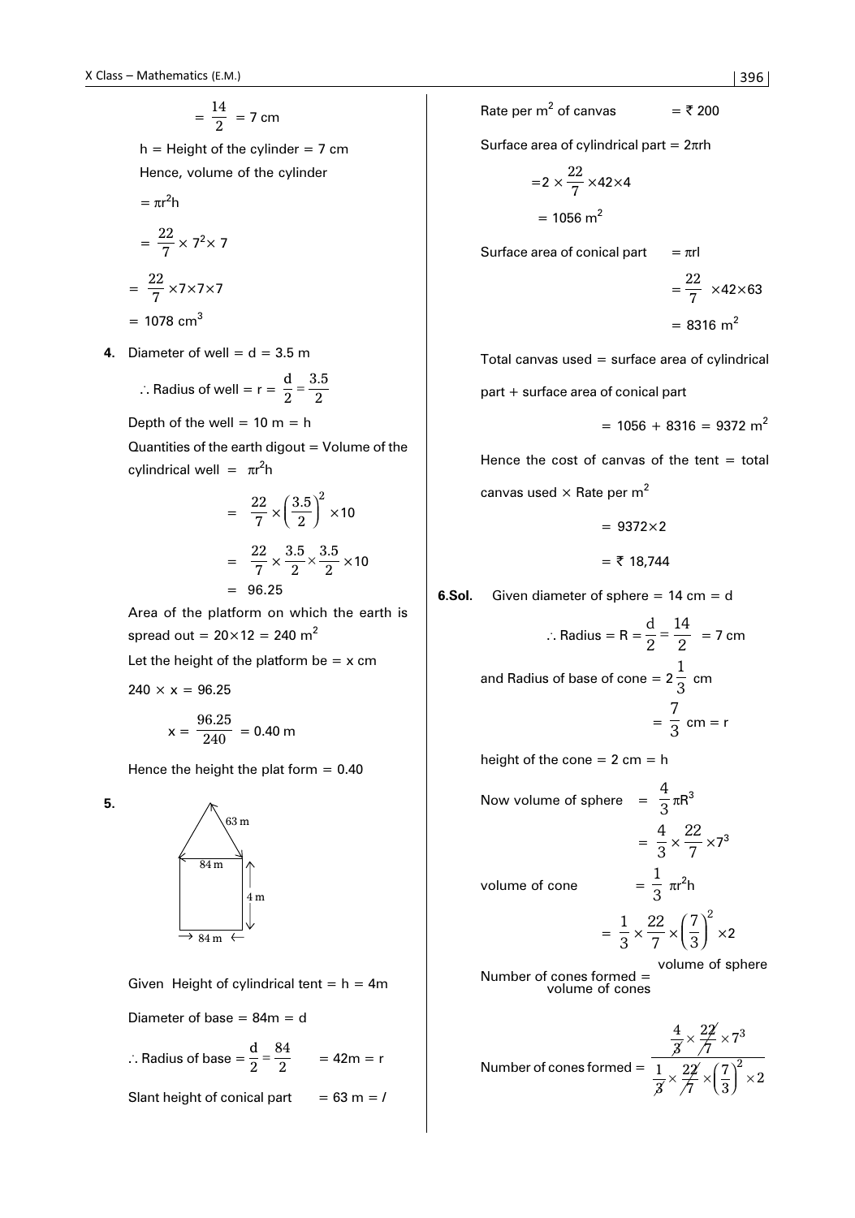$= \frac{14}{2} = 7$ cm

h = Height of the cylinder = 7 cm

Hence, volume of the cylinder

$= \pi r^2 h$

$= \frac{22}{7} \times 7^2 \times 7$

$= \frac{22}{7} \times 7 \times 7 \times 7$

$= 1078 \text{ cm}^3$

**4.** Diameter of well = d = 3.5 m

$\therefore$ Radius of well = r = $\frac{d}{2} = \frac{3.5}{2}$

Depth of the well = 10 m = h

Quantities of the earth digout = Volume of the cylindrical well = $\pi r^2 h$

$$= \frac{22}{7} \times \left(\frac{3.5}{2}\right)^2 \times 10$$

$$= \frac{22}{7} \times \frac{3.5}{2} \times \frac{3.5}{2} \times 10$$

$$= 96.25$$

Area of the platform on which the earth is spread out = $20 \times 12 = 240 \text{ m}^2$

Let the height of the platform be = x cm

$240 \times x = 96.25$

$x = \frac{96.25}{240} = 0.40$ m

Hence the height the plat form = 0.40

**5.**

Given Height of cylindrical tent = h = 4m

Diameter of base = 84m = d

$\therefore$ Radius of base = $\frac{d}{2} = \frac{84}{2}$ = 42m = r

Slant height of conical part = 63 m = $l$

Rate per $\text{m}^2$ of canvas = ₹ 200

Surface area of cylindrical part = $2\pi rh$

$= 2 \times \frac{22}{7} \times 42 \times 4$

$= 1056 \text{ m}^2$

Surface area of conical part $= \pi rl$

$= \frac{22}{7} \times 42 \times 63$

$= 8316 \text{ m}^2$

Total canvas used = surface area of cylindrical part + surface area of conical part

$= 1056 + 8316 = 9372 \text{ m}^2$

Hence the cost of canvas of the tent = total canvas used $\times$ Rate per $\text{m}^2$

$= 9372 \times 2$

= ₹ 18,744

**6.Sol.** Given diameter of sphere = 14 cm = d

$\therefore$ Radius = R = $\frac{d}{2} = \frac{14}{2}$ = 7 cm

and Radius of base of cone = $2\frac{1}{3}$ cm

$= \frac{7}{3}$ cm = r

height of the cone = 2 cm = h

Now volume of sphere $= \frac{4}{3}\pi R^3$

$= \frac{4}{3} \times \frac{22}{7} \times 7^3$

volume of cone $= \frac{1}{3}\pi r^2 h$

$= \frac{1}{3} \times \frac{22}{7} \times \left(\frac{7}{3}\right)^2 \times 2$

Number of cones formed = $\frac{\text{volume of sphere}}{\text{volume of cones}}$

$$\text{Number of cones formed} = \frac{\frac{4}{3} \times \frac{22}{7} \times 7^3}{\frac{1}{3} \times \frac{22}{7} \times \left(\frac{7}{3}\right)^2 \times 2}$$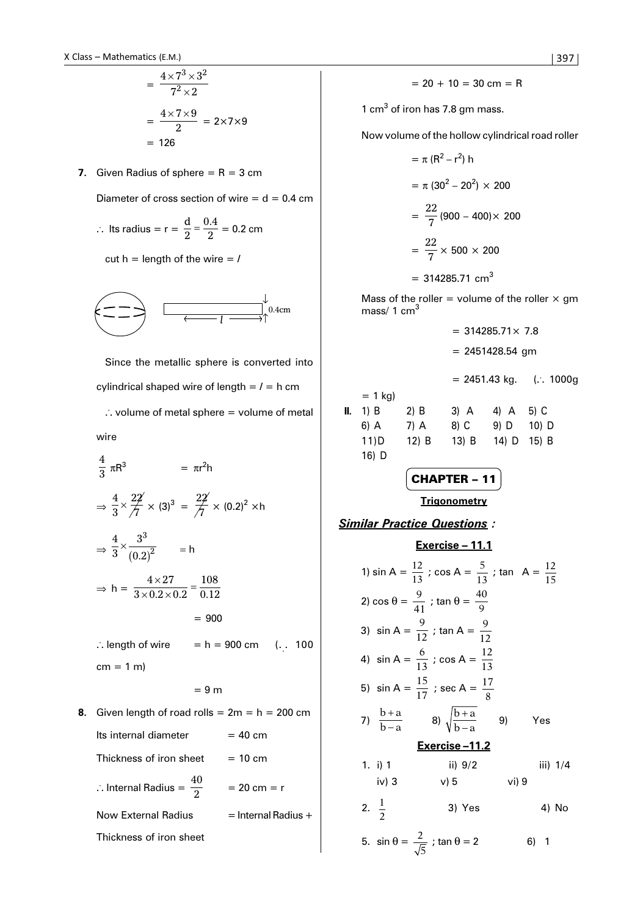$$= \frac{4 \times 7^3 \times 3^2}{7^2 \times 2}$$

$$= \frac{4 \times 7 \times 9}{2} = 2 \times 7 \times 9$$

$$= 126$$

**7.** Given Radius of sphere = R = 3 cm

Diameter of cross section of wire = d = 0.4 cm

$\therefore$ Its radius = r = $\frac{d}{2} = \frac{0.4}{2}$ = 0.2 cm

cut h = length of the wire = $l$

Since the metallic sphere is converted into cylindrical shaped wire of length = $l$ = h cm

$\therefore$ volume of metal sphere = volume of metal wire

$$\frac{4}{3}\pi R^3 = \pi r^2 h$$

$$\Rightarrow \frac{4}{3} \times \frac{22}{7} \times (3)^3 = \frac{22}{7} \times (0.2)^2 \times h$$

$$\Rightarrow \frac{4}{3} \times \frac{3^3}{(0.2)^2} = h$$

$$\Rightarrow h = \frac{4 \times 27}{3 \times 0.2 \times 0.2} = \frac{108}{0.12}$$

$$= 900$$

$\therefore$ length of wire = h = 900 cm ($\because$ 100 cm = 1 m)

= 9 m

**8.** Given length of road rolls = 2m = h = 200 cm

Its internal diameter = 40 cm

Thickness of iron sheet = 10 cm

$\therefore$ Internal Radius = $\frac{40}{2}$ = 20 cm = r

Now External Radius = Internal Radius + Thickness of iron sheet

= 20 + 10 = 30 cm = R

1 $cm^3$ of iron has 7.8 gm mass.

Now volume of the hollow cylindrical road roller

$$= \pi (R^2 - r^2) h$$

$$= \pi (30^2 - 20^2) \times 200$$

$$= \frac{22}{7} (900 - 400) \times 200$$

$$= \frac{22}{7} \times 500 \times 200$$

$$= 314285.71 \text{ cm}^3$$

Mass of the roller = volume of the roller × gm mass/ 1 $cm^3$

= 314285.71 × 7.8

= 2451428.54 gm

= 2451.43 kg. ($\because$ 1000g = 1 kg)

**II.** 1) B 2) B 3) A 4) A 5) C 6) A 7) A 8) C 9) D 10) D 11) D 12) B 13) B 14) D 15) B 16) D

## CHAPTER – 11

**Trigonometry**

### *Similar Practice Questions :*

**Exercise – 11.1**

1) $\sin A = \frac{12}{13}$ ; $\cos A = \frac{5}{13}$ ; $\tan A = \frac{12}{15}$

2) $\cos\theta = \frac{9}{41}$ ; $\tan\theta = \frac{40}{9}$

3) $\sin A = \frac{9}{12}$ ; $\tan A = \frac{9}{12}$

4) $\sin A = \frac{6}{13}$ ; $\cos A = \frac{12}{13}$

5) $\sin A = \frac{15}{17}$ ; $\sec A = \frac{17}{8}$

7) $\frac{b+a}{b-a}$  8) $\sqrt{\frac{b+a}{b-a}}$  9) Yes

**Exercise –11.2**

1. i) 1  ii) 9/2  iii) 1/4  iv) 3  v) 5  vi) 9

2. $\frac{1}{2}$  3) Yes  4) No

5. $\sin\theta = \frac{2}{\sqrt{5}}$ ; $\tan\theta = 2$  6) 1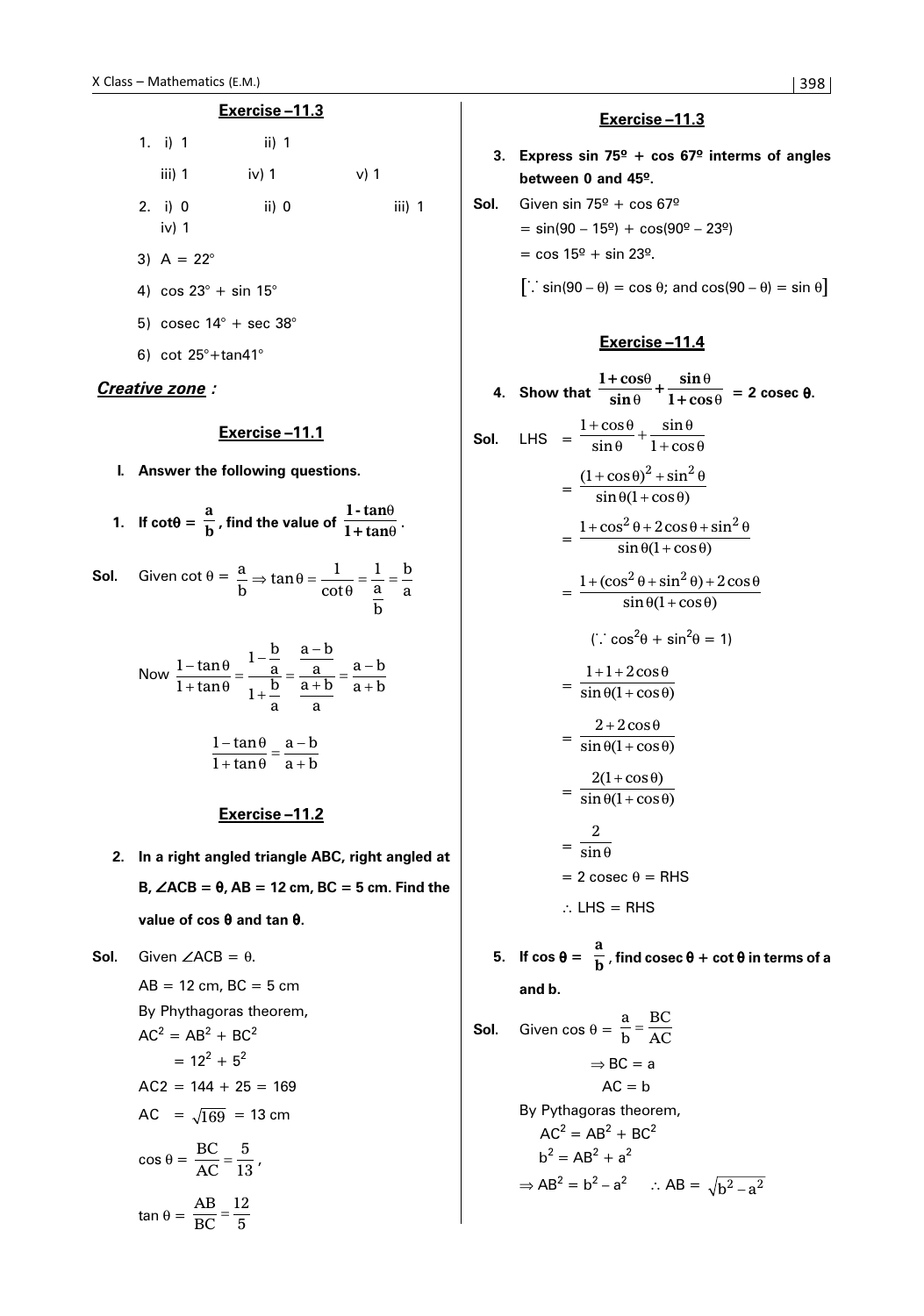## Exercise –11.3

1. i) 1 ii) 1

   iii) 1 iv) 1 v) 1

2. i) 0 ii) 0 iii) 1

   iv) 1

3) A = 22°

4) cos 23° + sin 15°

5) cosec 14° + sec 38°

6) cot 25°+tan41°

### *Creative zone :*

## Exercise –11.1

**I. Answer the following questions.**

**1. If cotθ = $\frac{a}{b}$, find the value of $\frac{1-\tan\theta}{1+\tan\theta}$.**

**Sol.** Given cot θ = $\frac{a}{b} \Rightarrow \tan\theta = \frac{1}{\cot\theta} = \frac{1}{\frac{a}{b}} = \frac{b}{a}$

Now $\frac{1-\tan\theta}{1+\tan\theta} = \frac{1-\frac{b}{a}}{1+\frac{b}{a}} = \frac{\frac{a-b}{a}}{\frac{a+b}{a}} = \frac{a-b}{a+b}$

$$\frac{1-\tan\theta}{1+\tan\theta} = \frac{a-b}{a+b}$$

## Exercise –11.2

**2. In a right angled triangle ABC, right angled at B, ∠ACB = θ, AB = 12 cm, BC = 5 cm. Find the value of cos θ and tan θ.**

**Sol.** Given ∠ACB = θ.

AB = 12 cm, BC = 5 cm

By Phythagoras theorem,

$AC^2 = AB^2 + BC^2$

$= 12^2 + 5^2$

AC2 = 144 + 25 = 169

AC = $\sqrt{169}$ = 13 cm

cos θ = $\frac{BC}{AC} = \frac{5}{13}$,

tan θ = $\frac{AB}{BC} = \frac{12}{5}$

## Exercise –11.3

**3. Express sin 75º + cos 67º interms of angles between 0 and 45º.**

**Sol.** Given sin 75º + cos 67º

= sin(90 – 15º) + cos(90º – 23º)

= cos 15º + sin 23º.

[∵ sin(90 – θ) = cos θ; and cos(90 – θ) = sin θ]

## Exercise –11.4

**4. Show that $\frac{1+\cos\theta}{\sin\theta} + \frac{\sin\theta}{1+\cos\theta}$ = 2 cosec θ.**

**Sol.** LHS $= \frac{1+\cos\theta}{\sin\theta} + \frac{\sin\theta}{1+\cos\theta}$

$= \frac{(1+\cos\theta)^2 + \sin^2\theta}{\sin\theta(1+\cos\theta)}$

$= \frac{1+\cos^2\theta + 2\cos\theta + \sin^2\theta}{\sin\theta(1+\cos\theta)}$

$= \frac{1+(\cos^2\theta + \sin^2\theta) + 2\cos\theta}{\sin\theta(1+\cos\theta)}$

(∵ $\cos^2\theta + \sin^2\theta = 1$)

$= \frac{1+1+2\cos\theta}{\sin\theta(1+\cos\theta)}$

$= \frac{2+2\cos\theta}{\sin\theta(1+\cos\theta)}$

$= \frac{2(1+\cos\theta)}{\sin\theta(1+\cos\theta)}$

$= \frac{2}{\sin\theta}$

= 2 cosec θ = RHS

∴ LHS = RHS

**5. If cos θ = $\frac{a}{b}$, find cosec θ + cot θ in terms of a and b.**

**Sol.** Given cos θ = $\frac{a}{b} = \frac{BC}{AC}$

⇒ BC = a

AC = b

By Pythagoras theorem,

$AC^2 = AB^2 + BC^2$

$b^2 = AB^2 + a^2$

⇒ $AB^2 = b^2 - a^2$ ∴ AB = $\sqrt{b^2 - a^2}$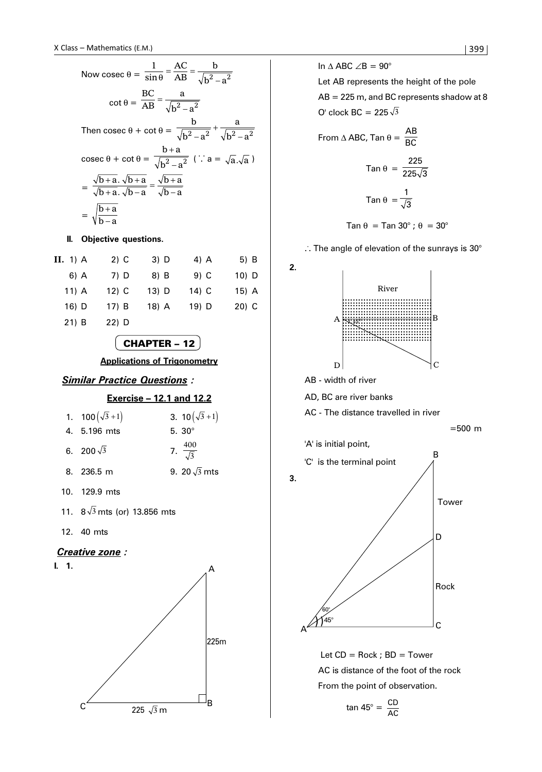Now $\operatorname{cosec}\theta = \dfrac{1}{\sin\theta} = \dfrac{AC}{AB} = \dfrac{b}{\sqrt{b^2-a^2}}$

$\cot\theta = \dfrac{BC}{AB} = \dfrac{a}{\sqrt{b^2-a^2}}$

Then $\operatorname{cosec}\theta + \cot\theta = \dfrac{b}{\sqrt{b^2-a^2}} + \dfrac{a}{\sqrt{b^2-a^2}}$

$\operatorname{cosec}\theta + \cot\theta = \dfrac{b+a}{\sqrt{b^2-a^2}}$ ( $\because a = \sqrt{a}.\sqrt{a}$ )

$= \dfrac{\sqrt{b+a}.\sqrt{b+a}}{\sqrt{b+a}.\sqrt{b-a}} = \dfrac{\sqrt{b+a}}{\sqrt{b-a}}$

$= \sqrt{\dfrac{b+a}{b-a}}$

**II. Objective questions.**

| | | | | |
|---|---|---|---|---|
| **II.** 1) A | 2) C | 3) D | 4) A | 5) B |
| 6) A | 7) D | 8) B | 9) C | 10) D |
| 11) A | 12) C | 13) D | 14) C | 15) A |
| 16) D | 17) B | 18) A | 19) D | 20) C |
| 21) B | 22) D | | | |

## CHAPTER – 12

**Applications of Trigonometry**

***Similar Practice Questions :***

**Exercise – 12.1 and 12.2**

1. $100\left(\sqrt{3}+1\right)$
3. $10\left(\sqrt{3}+1\right)$
4. 5.196 mts
5. 30°
6. $200\sqrt{3}$
7. $\dfrac{400}{\sqrt{3}}$
8. 236.5 m
9. $20\sqrt{3}$ mts
10. 129.9 mts
11. $8\sqrt{3}$ mts (or) 13.856 mts
12. 40 mts

***Creative zone :***

**I. 1.**

(Figure: right triangle ABC with AB = 225m, CB = $225\sqrt{3}$ m, right angle at B)

In $\Delta$ ABC $\angle B = 90°$

Let AB represents the height of the pole

AB = 225 m, and BC represents shadow at 8 O' clock BC = $225\sqrt{3}$

From $\Delta$ ABC, $\tan\theta = \dfrac{AB}{BC}$

$$\tan\theta = \frac{225}{225\sqrt{3}}$$

$$\tan\theta = \frac{1}{\sqrt{3}}$$

$\tan\theta = \tan 30°$ ; $\theta = 30°$

$\therefore$ The angle of elevation of the sunrays is 30°

**2.**

(Figure: River with banks AD and BC, points A, B, C, D)

AB - width of river

AD, BC are river banks

AC - The distance travelled in river

= 500 m

'A' is initial point,

'C' is the terminal point

**3.**

(Figure: Tower BD on Rock CD, point A with angles 60° and 45°)

Let CD = Rock ; BD = Tower

AC is distance of the foot of the rock

From the point of observation.

$$\tan 45° = \frac{CD}{AC}$$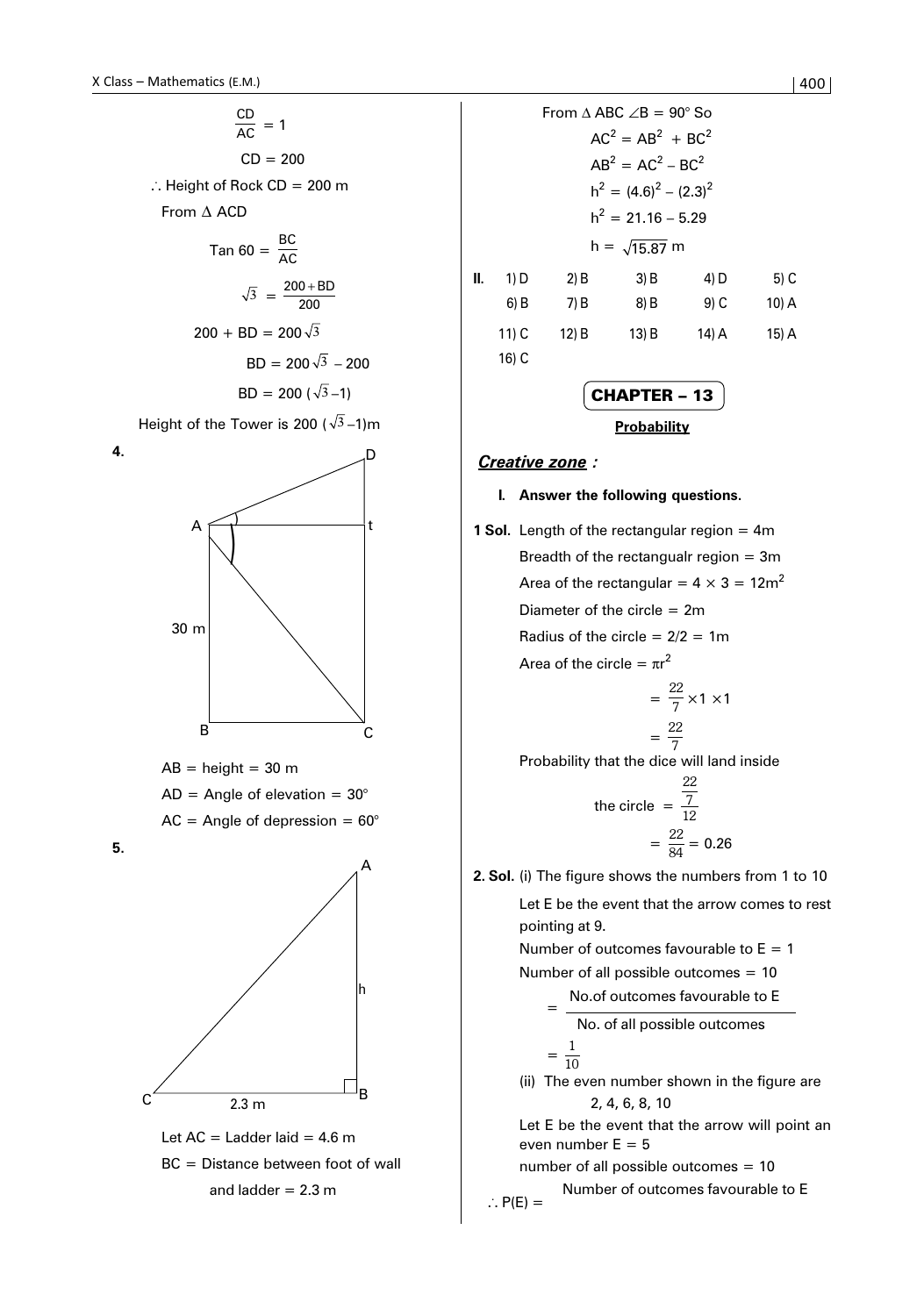$\frac{CD}{AC} = 1$

$CD = 200$

$\therefore$ Height of Rock CD = 200 m

From $\Delta$ ACD

$\text{Tan } 60 = \frac{BC}{AC}$

$\sqrt{3} = \frac{200 + BD}{200}$

$200 + BD = 200\sqrt{3}$

$BD = 200\sqrt{3} - 200$

$BD = 200(\sqrt{3} - 1)$

Height of the Tower is $200(\sqrt{3} - 1)$m

**4.**

AB = height = 30 m

AD = Angle of elevation = 30°

AC = Angle of depression = 60°

**5.**

Let AC = Ladder laid = 4.6 m

BC = Distance between foot of wall and ladder = 2.3 m

From $\Delta$ ABC $\angle B = 90°$ So

$AC^2 = AB^2 + BC^2$

$AB^2 = AC^2 - BC^2$

$h^2 = (4.6)^2 - (2.3)^2$

$h^2 = 21.16 - 5.29$

$h = \sqrt{15.87}$ m

**II.**

| | | | | |
|---|---|---|---|---|
| 1) D | 2) B | 3) B | 4) D | 5) C |
| 6) B | 7) B | 8) B | 9) C | 10) A |
| 11) C | 12) B | 13) B | 14) A | 15) A |
| 16) C | | | | |

# CHAPTER – 13

## Probability

### *Creative zone :*

**I. Answer the following questions.**

**1 Sol.** Length of the rectangular region = 4m

Breadth of the rectangualr region = 3m

Area of the rectangular = $4 \times 3 = 12\text{m}^2$

Diameter of the circle = 2m

Radius of the circle = 2/2 = 1m

Area of the circle = $\pi r^2$

$= \frac{22}{7} \times 1 \times 1$

$= \frac{22}{7}$

Probability that the dice will land inside the circle $= \frac{\frac{22}{7}}{12}$

$= \frac{22}{84} = 0.26$

**2. Sol.** (i) The figure shows the numbers from 1 to 10

Let E be the event that the arrow comes to rest pointing at 9.

Number of outcomes favourable to E = 1

Number of all possible outcomes = 10

$= \frac{\text{No.of outcomes favourable to E}}{\text{No. of all possible outcomes}}$

$= \frac{1}{10}$

(ii) The even number shown in the figure are 2, 4, 6, 8, 10

Let E be the event that the arrow will point an even number E = 5

number of all possible outcomes = 10

$\therefore P(E) = \frac{\text{Number of outcomes favourable to E}}{}$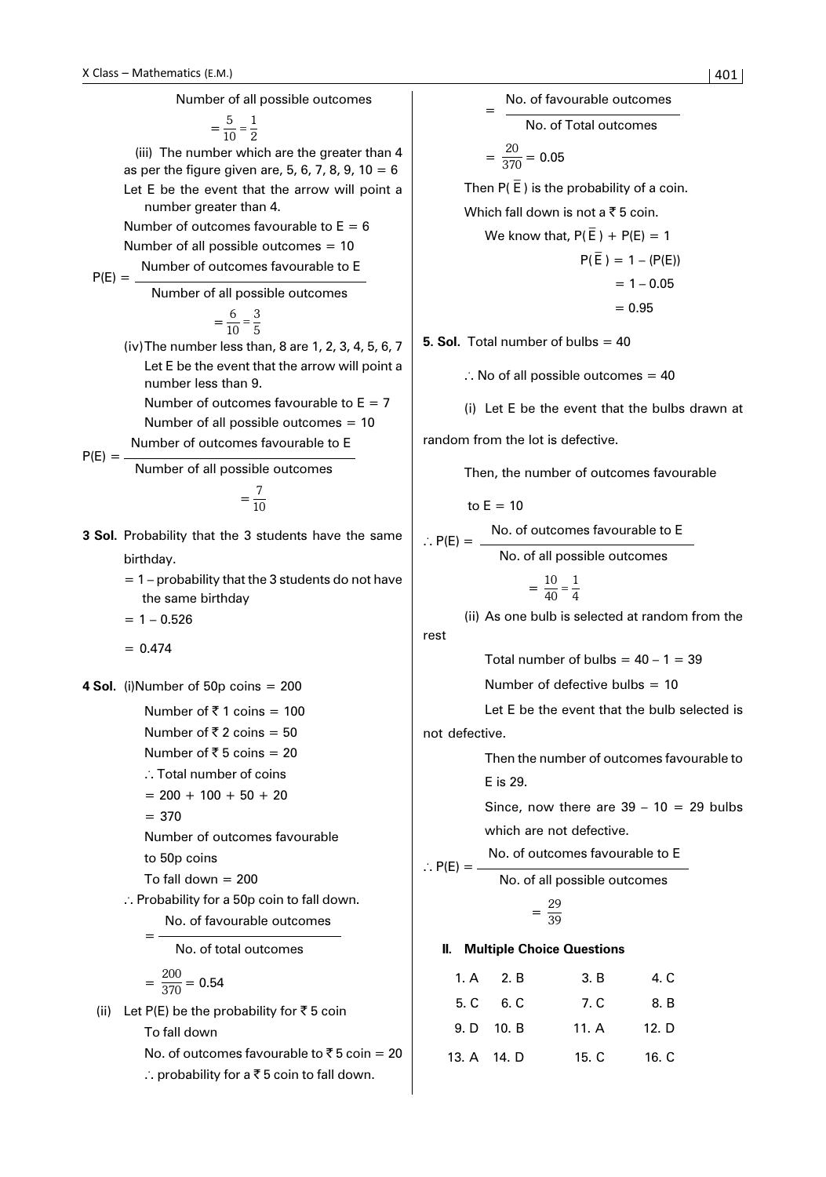Number of all possible outcomes

$= \frac{5}{10} = \frac{1}{2}$

(iii) The number which are the greater than 4 as per the figure given are, 5, 6, 7, 8, 9, 10 = 6

Let E be the event that the arrow will point a number greater than 4.

Number of outcomes favourable to E = 6

Number of all possible outcomes = 10

$$P(E) = \frac{\text{Number of outcomes favourable to E}}{\text{Number of all possible outcomes}}$$

$= \frac{6}{10} = \frac{3}{5}$

(iv) The number less than, 8 are 1, 2, 3, 4, 5, 6, 7

Let E be the event that the arrow will point a number less than 9.

Number of outcomes favourable to E = 7

Number of all possible outcomes = 10

$$P(E) = \frac{\text{Number of outcomes favourable to E}}{\text{Number of all possible outcomes}}$$

$= \frac{7}{10}$

**3 Sol.** Probability that the 3 students have the same birthday.

= 1 – probability that the 3 students do not have the same birthday

= 1 – 0.526

= 0.474

**4 Sol.** (i) Number of 50p coins = 200

Number of ₹ 1 coins = 100

Number of ₹ 2 coins = 50

Number of ₹ 5 coins = 20

$\therefore$ Total number of coins

= 200 + 100 + 50 + 20

= 370

Number of outcomes favourable to 50p coins To fall down = 200

$\therefore$ Probability for a 50p coin to fall down.

$$= \frac{\text{No. of favourable outcomes}}{\text{No. of total outcomes}}$$

$= \frac{200}{370} = 0.54$

(ii) Let P(E) be the probability for ₹ 5 coin To fall down

No. of outcomes favourable to ₹ 5 coin = 20

$\therefore$ probability for a ₹ 5 coin to fall down.

$$= \frac{\text{No. of favourable outcomes}}{\text{No. of Total outcomes}}$$

$= \frac{20}{370} = 0.05$

Then $P(\bar{E})$ is the probability of a coin.

Which fall down is not a ₹ 5 coin.

We know that, $P(\bar{E}) + P(E) = 1$

$P(\bar{E}) = 1 - (P(E))$

$= 1 - 0.05$

$= 0.95$

**5. Sol.** Total number of bulbs = 40

$\therefore$ No of all possible outcomes = 40

(i) Let E be the event that the bulbs drawn at random from the lot is defective.

Then, the number of outcomes favourable to E = 10

$$\therefore P(E) = \frac{\text{No. of outcomes favourable to E}}{\text{No. of all possible outcomes}}$$

$= \frac{10}{40} = \frac{1}{4}$

(ii) As one bulb is selected at random from the rest

Total number of bulbs = 40 – 1 = 39

Number of defective bulbs = 10

Let E be the event that the bulb selected is not defective.

Then the number of outcomes favourable to E is 29.

Since, now there are 39 – 10 = 29 bulbs which are not defective.

$$\therefore P(E) = \frac{\text{No. of outcomes favourable to E}}{\text{No. of all possible outcomes}}$$

$= \frac{29}{39}$

## II. Multiple Choice Questions

| | | | |
|---|---|---|---|
| 1. A | 2. B | 3. B | 4. C |
| 5. C | 6. C | 7. C | 8. B |
| 9. D | 10. B | 11. A | 12. D |
| 13. A | 14. D | 15. C | 16. C |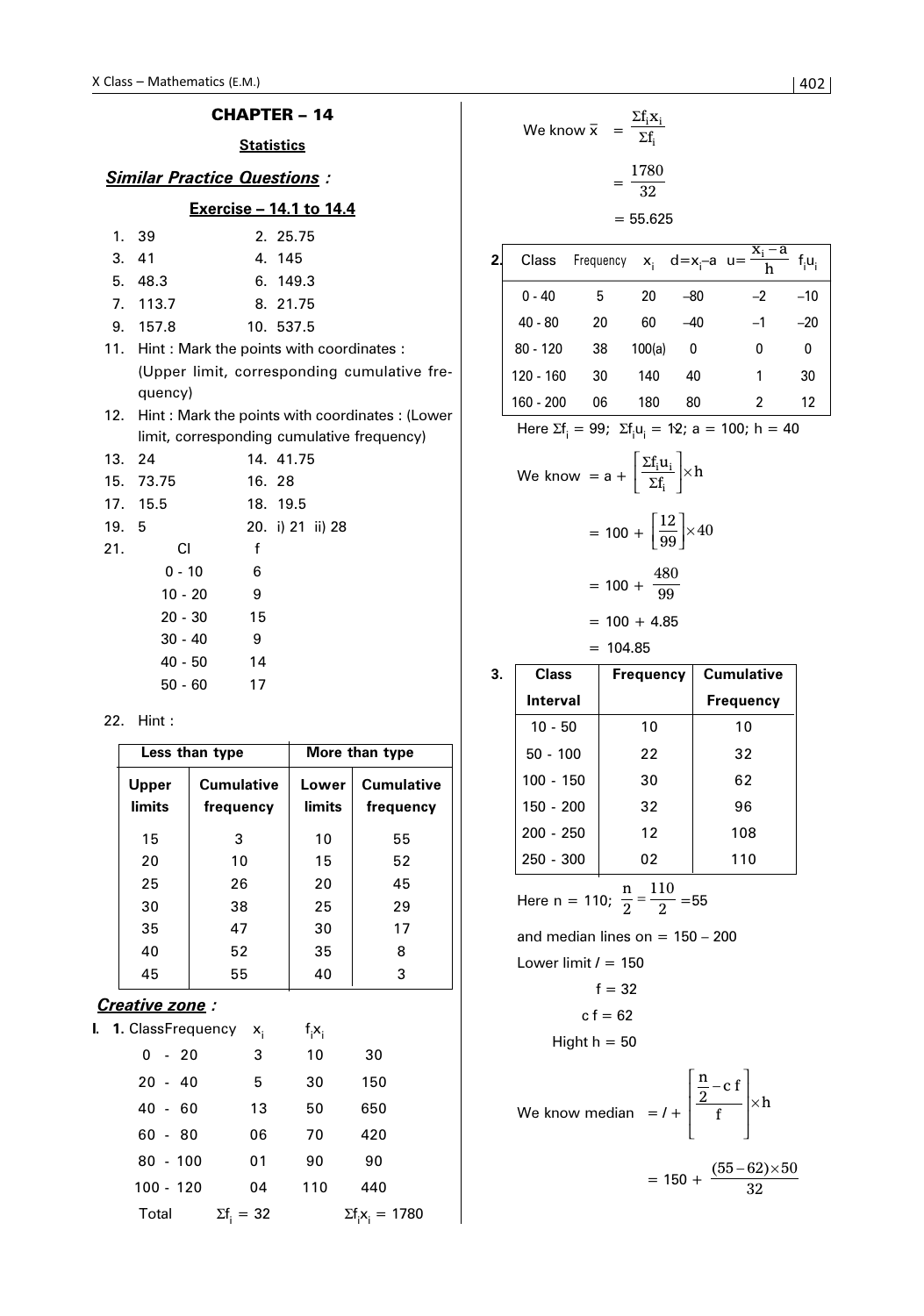## CHAPTER – 14

### Statistics

***Similar Practice Questions :***

**Exercise – 14.1 to 14.4**

1. 39
2. 25.75
3. 41
4. 145
5. 48.3
6. 149.3
7. 113.7
8. 21.75
9. 157.8
10. 537.5
11. Hint : Mark the points with coordinates : (Upper limit, corresponding cumulative frequency)
12. Hint : Mark the points with coordinates : (Lower limit, corresponding cumulative frequency)
13. 24
14. 41.75
15. 73.75
16. 28
17. 15.5
18. 19.5
19. 5
20. i) 21 ii) 28
21.

| CI | f |
|---|---|
| 0 - 10 | 6 |
| 10 - 20 | 9 |
| 20 - 30 | 15 |
| 30 - 40 | 9 |
| 40 - 50 | 14 |
| 50 - 60 | 17 |

22. Hint :

| Less than type | | More than type | |
|---|---|---|---|
| Upper limits | Cumulative frequency | Lower limits | Cumulative frequency |
| 15 | 3 | 10 | 55 |
| 20 | 10 | 15 | 52 |
| 25 | 26 | 20 | 45 |
| 30 | 38 | 25 | 29 |
| 35 | 47 | 30 | 17 |
| 40 | 52 | 35 | 8 |
| 45 | 55 | 40 | 3 |

***Creative zone :***

**I. 1.**

| Class | Frequency | $x_i$ | $f_ix_i$ |
|---|---|---|---|
| 0 - 20 | 3 | 10 | 30 |
| 20 - 40 | 5 | 30 | 150 |
| 40 - 60 | 13 | 50 | 650 |
| 60 - 80 | 06 | 70 | 420 |
| 80 - 100 | 01 | 90 | 90 |
| 100 - 120 | 04 | 110 | 440 |
| Total | $\Sigma f_i = 32$ | | $\Sigma f_ix_i = 1780$ |

We know $\bar{x} = \frac{\Sigma f_i x_i}{\Sigma f_i}$

$= \frac{1780}{32}$

$= 55.625$

**2.**

| Class | Frequency | $x_i$ | $d=x_i-a$ | $u=\frac{x_i-a}{h}$ | $f_iu_i$ |
|---|---|---|---|---|---|
| 0 - 40 | 5 | 20 | –80 | –2 | –10 |
| 40 - 80 | 20 | 60 | –40 | –1 | –20 |
| 80 - 120 | 38 | 100(a) | 0 | 0 | 0 |
| 120 - 160 | 30 | 140 | 40 | 1 | 30 |
| 160 - 200 | 06 | 180 | 80 | 2 | 12 |

Here $\Sigma f_i = 99$; $\Sigma f_iu_i = 12$; $a = 100$; $h = 40$

We know $= a + \left[\frac{\Sigma f_i u_i}{\Sigma f_i}\right] \times h$

$= 100 + \left[\frac{12}{99}\right] \times 40$

$= 100 + \frac{480}{99}$

$= 100 + 4.85$

$= 104.85$

**3.**

| Class Interval | Frequency | Cumulative Frequency |
|---|---|---|
| 10 - 50 | 10 | 10 |
| 50 - 100 | 22 | 32 |
| 100 - 150 | 30 | 62 |
| 150 - 200 | 32 | 96 |
| 200 - 250 | 12 | 108 |
| 250 - 300 | 02 | 110 |

Here n = 110; $\frac{n}{2} = \frac{110}{2} = 55$

and median lines on = 150 – 200

Lower limit $l$ = 150

f = 32

c f = 62

Hight h = 50

We know median $= l + \left[\frac{\frac{n}{2} - c\,f}{f}\right] \times h$

$= 150 + \frac{(55-62)\times 50}{32}$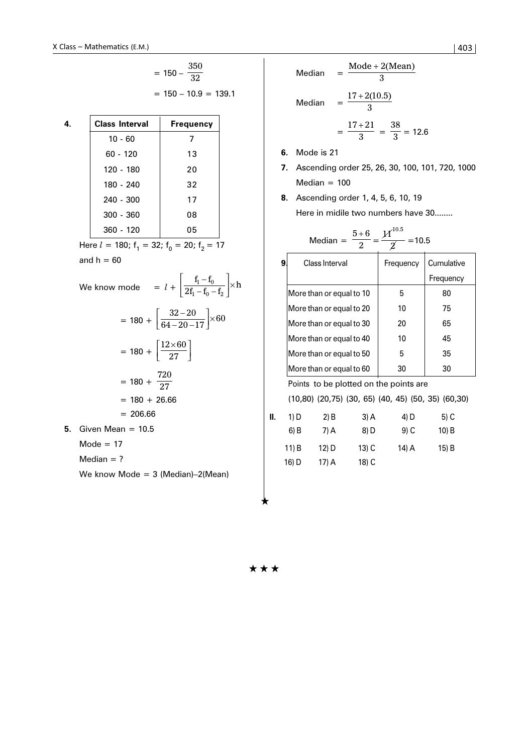$= 150 - \frac{350}{32}$

$= 150 - 10.9 = 139.1$

**4.**

| Class Interval | Frequency |
|---|---|
| 10 - 60 | 7 |
| 60 - 120 | 13 |
| 120 - 180 | 20 |
| 180 - 240 | 32 |
| 240 - 300 | 17 |
| 300 - 360 | 08 |
| 360 - 120 | 05 |

Here $l = 180$; $f_1 = 32$; $f_0 = 20$; $f_2 = 17$

and $h = 60$

We know mode $= l + \left[\frac{f_1 - f_0}{2f_1 - f_0 - f_2}\right] \times h$

$= 180 + \left[\frac{32 - 20}{64 - 20 - 17}\right] \times 60$

$= 180 + \left[\frac{12 \times 60}{27}\right]$

$= 180 + \frac{720}{27}$

$= 180 + 26.66$

$= 206.66$

**5.** Given Mean = 10.5

Mode = 17

Median = ?

We know Mode = 3 (Median)–2(Mean)

Median $= \frac{\text{Mode} + 2(\text{Mean})}{3}$

Median $= \frac{17 + 2(10.5)}{3}$

$= \frac{17 + 21}{3} = \frac{38}{3} = 12.6$

**6.** Mode is 21

**7.** Ascending order 25, 26, 30, 100, 101, 720, 1000

Median = 100

**8.** Ascending order 1, 4, 5, 6, 10, 19

Here in midile two numbers have 30........

Median $= \frac{5 + 6}{2} = \frac{11}{2} = 10.5$

**9.**

| Class Interval | Frequency | Cumulative Frequency |
|---|---|---|
| More than or equal to 10 | 5 | 80 |
| More than or equal to 20 | 10 | 75 |
| More than or equal to 30 | 20 | 65 |
| More than or equal to 40 | 10 | 45 |
| More than or equal to 50 | 5 | 35 |
| More than or equal to 60 | 30 | 30 |

Points to be plotted on the points are

(10,80) (20,75) (30, 65) (40, 45) (50, 35) (60,30)

**II.**

| | | | | |
|---|---|---|---|---|
| 1) D | 2) B | 3) A | 4) D | 5) C |
| 6) B | 7) A | 8) D | 9) C | 10) B |
| 11) B | 12) D | 13) C | 14) A | 15) B |
| 16) D | 17) A | 18) C | | |

★

★ ★ ★